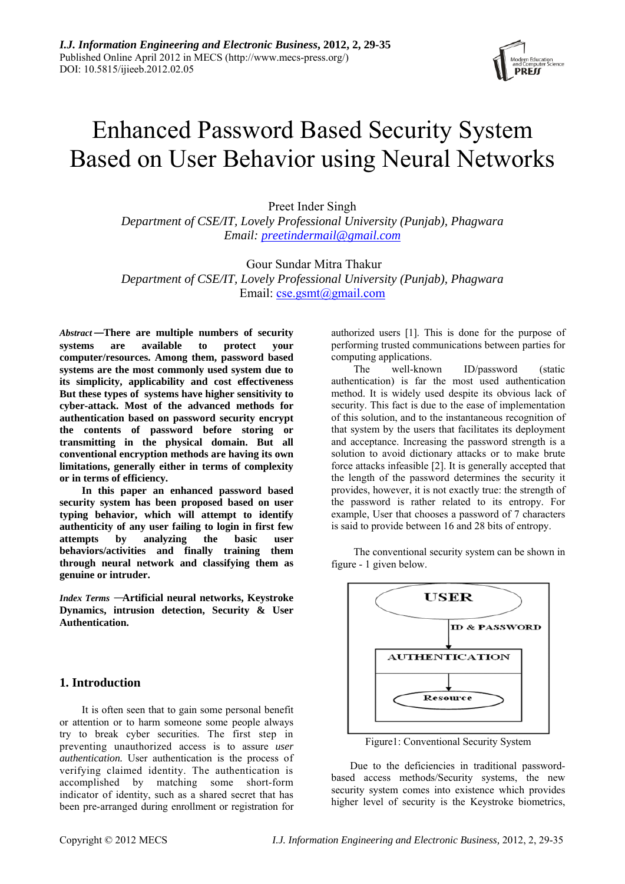# Enhanced Password Based Security System Based on User Behavior using Neural Networks

Preet Inder Singh
*Department of CSE/IT, Lovely Professional University (Punjab), Phagwara*
*Email: preetindermail@gmail.com*

Gour Sundar Mitra Thakur
*Department of CSE/IT, Lovely Professional University (Punjab), Phagwara*
Email: cse.gsmt@gmail.com

***Abstract*—There are multiple numbers of security systems are available to protect your computer/resources. Among them, password based systems are the most commonly used system due to its simplicity, applicability and cost effectiveness But these types of systems have higher sensitivity to cyber-attack. Most of the advanced methods for authentication based on password security encrypt the contents of password before storing or transmitting in the physical domain. But all conventional encryption methods are having its own limitations, generally either in terms of complexity or in terms of efficiency.**

**In this paper an enhanced password based security system has been proposed based on user typing behavior, which will attempt to identify authenticity of any user failing to login in first few attempts by analyzing the basic user behaviors/activities and finally training them through neural network and classifying them as genuine or intruder.**

***Index Terms* —Artificial neural networks, Keystroke Dynamics, intrusion detection, Security & User Authentication.**

## 1. Introduction

It is often seen that to gain some personal benefit or attention or to harm someone some people always try to break cyber securities. The first step in preventing unauthorized access is to assure *user authentication.* User authentication is the process of verifying claimed identity. The authentication is accomplished by matching some short-form indicator of identity, such as a shared secret that has been pre-arranged during enrollment or registration for authorized users [1]. This is done for the purpose of performing trusted communications between parties for computing applications.

The well-known ID/password (static authentication) is far the most used authentication method. It is widely used despite its obvious lack of security. This fact is due to the ease of implementation of this solution, and to the instantaneous recognition of that system by the users that facilitates its deployment and acceptance. Increasing the password strength is a solution to avoid dictionary attacks or to make brute force attacks infeasible [2]. It is generally accepted that the length of the password determines the security it provides, however, it is not exactly true: the strength of the password is rather related to its entropy. For example, User that chooses a password of 7 characters is said to provide between 16 and 28 bits of entropy.

The conventional security system can be shown in figure - 1 given below.

Figure1: Conventional Security System

Due to the deficiencies in traditional password-based access methods/Security systems, the new security system comes into existence which provides higher level of security is the Keystroke biometrics,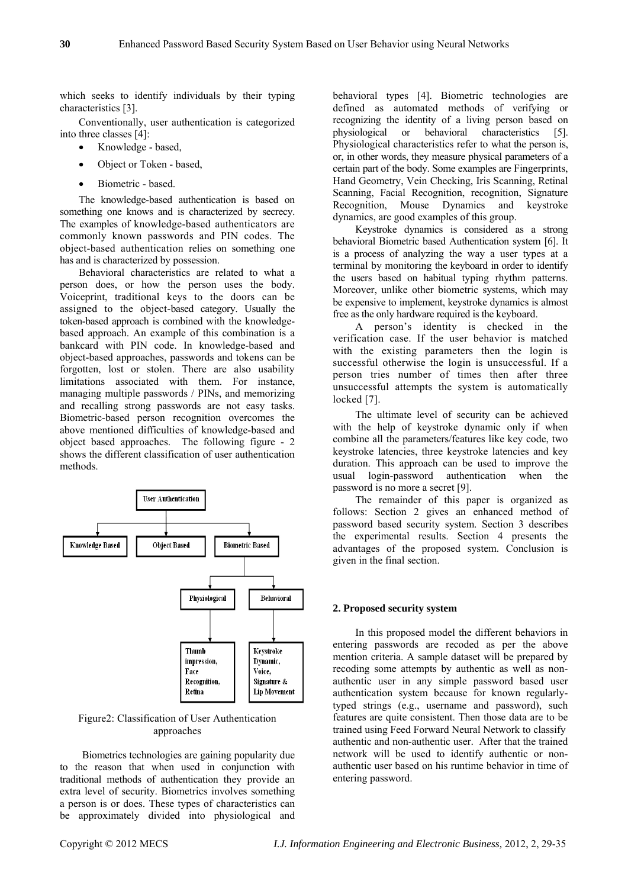which seeks to identify individuals by their typing characteristics [3].

Conventionally, user authentication is categorized into three classes [4]:

- Knowledge - based,
- Object or Token - based,
- Biometric - based.

The knowledge-based authentication is based on something one knows and is characterized by secrecy. The examples of knowledge-based authenticators are commonly known passwords and PIN codes. The object-based authentication relies on something one has and is characterized by possession.

Behavioral characteristics are related to what a person does, or how the person uses the body. Voiceprint, traditional keys to the doors can be assigned to the object-based category. Usually the token-based approach is combined with the knowledge-based approach. An example of this combination is a bankcard with PIN code. In knowledge-based and object-based approaches, passwords and tokens can be forgotten, lost or stolen. There are also usability limitations associated with them. For instance, managing multiple passwords / PINs, and memorizing and recalling strong passwords are not easy tasks. Biometric-based person recognition overcomes the above mentioned difficulties of knowledge-based and object based approaches. The following figure - 2 shows the different classification of user authentication methods.

User Authentication
- Knowledge Based
- Object Based
- Biometric Based
  - Physiological: Thumb impression, Face Recognition, Retina
  - Behavioral: Keystroke Dynamic, Voice, Signature & Lip Movement

Figure2: Classification of User Authentication approaches

Biometrics technologies are gaining popularity due to the reason that when used in conjunction with traditional methods of authentication they provide an extra level of security. Biometrics involves something a person is or does. These types of characteristics can be approximately divided into physiological and behavioral types [4]. Biometric technologies are defined as automated methods of verifying or recognizing the identity of a living person based on physiological or behavioral characteristics [5]. Physiological characteristics refer to what the person is, or, in other words, they measure physical parameters of a certain part of the body. Some examples are Fingerprints, Hand Geometry, Vein Checking, Iris Scanning, Retinal Scanning, Facial Recognition, recognition, Signature Recognition, Mouse Dynamics and keystroke dynamics, are good examples of this group.

Keystroke dynamics is considered as a strong behavioral Biometric based Authentication system [6]. It is a process of analyzing the way a user types at a terminal by monitoring the keyboard in order to identify the users based on habitual typing rhythm patterns. Moreover, unlike other biometric systems, which may be expensive to implement, keystroke dynamics is almost free as the only hardware required is the keyboard.

A person's identity is checked in the verification case. If the user behavior is matched with the existing parameters then the login is successful otherwise the login is unsuccessful. If a person tries number of times then after three unsuccessful attempts the system is automatically locked [7].

The ultimate level of security can be achieved with the help of keystroke dynamic only if when combine all the parameters/features like key code, two keystroke latencies, three keystroke latencies and key duration. This approach can be used to improve the usual login-password authentication when the password is no more a secret [9].

The remainder of this paper is organized as follows: Section 2 gives an enhanced method of password based security system. Section 3 describes the experimental results. Section 4 presents the advantages of the proposed system. Conclusion is given in the final section.

## 2. Proposed security system

In this proposed model the different behaviors in entering passwords are recoded as per the above mention criteria. A sample dataset will be prepared by recoding some attempts by authentic as well as non-authentic user in any simple password based user authentication system because for known regularly-typed strings (e.g., username and password), such features are quite consistent. Then those data are to be trained using Feed Forward Neural Network to classify authentic and non-authentic user. After that the trained network will be used to identify authentic or non-authentic user based on his runtime behavior in time of entering password.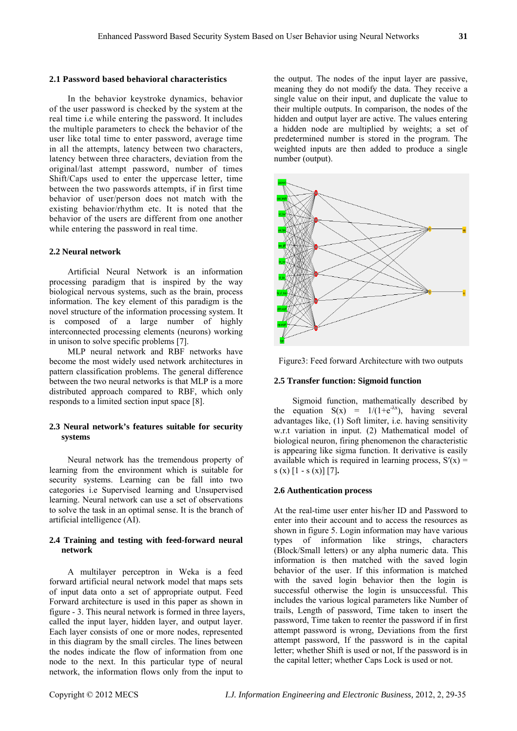### 2.1 Password based behavioral characteristics

In the behavior keystroke dynamics, behavior of the user password is checked by the system at the real time i.e while entering the password. It includes the multiple parameters to check the behavior of the user like total time to enter password, average time in all the attempts, latency between two characters, latency between three characters, deviation from the original/last attempt password, number of times Shift/Caps used to enter the uppercase letter, time between the two passwords attempts, if in first time behavior of user/person does not match with the existing behavior/rhythm etc. It is noted that the behavior of the users are different from one another while entering the password in real time.

### 2.2 Neural network

Artificial Neural Network is an information processing paradigm that is inspired by the way biological nervous systems, such as the brain, process information. The key element of this paradigm is the novel structure of the information processing system. It is composed of a large number of highly interconnected processing elements (neurons) working in unison to solve specific problems [7].

MLP neural network and RBF networks have become the most widely used network architectures in pattern classification problems. The general difference between the two neural networks is that MLP is a more distributed approach compared to RBF, which only responds to a limited section input space [8].

### 2.3 Neural network's features suitable for security systems

Neural network has the tremendous property of learning from the environment which is suitable for security systems. Learning can be fall into two categories i.e Supervised learning and Unsupervised learning. Neural network can use a set of observations to solve the task in an optimal sense. It is the branch of artificial intelligence (AI).

### 2.4 Training and testing with feed-forward neural network

A multilayer perceptron in Weka is a feed forward artificial neural network model that maps sets of input data onto a set of appropriate output. Feed Forward architecture is used in this paper as shown in figure - 3. This neural network is formed in three layers, called the input layer, hidden layer, and output layer. Each layer consists of one or more nodes, represented in this diagram by the small circles. The lines between the nodes indicate the flow of information from one node to the next. In this particular type of neural network, the information flows only from the input to the output. The nodes of the input layer are passive, meaning they do not modify the data. They receive a single value on their input, and duplicate the value to their multiple outputs. In comparison, the nodes of the hidden and output layer are active. The values entering a hidden node are multiplied by weights; a set of predetermined number is stored in the program. The weighted inputs are then added to produce a single number (output).

Figure3: Feed forward Architecture with two outputs

### 2.5 Transfer function: Sigmoid function

Sigmoid function, mathematically described by the equation $S(x) = 1/(1+e^{-\lambda x})$, having several advantages like, (1) Soft limiter, i.e. having sensitivity w.r.t variation in input. (2) Mathematical model of biological neuron, firing phenomenon the characteristic is appearing like sigma function. It derivative is easily available which is required in learning process, $S'(x) = s(x)[1 - s(x)]$ [7].

### 2.6 Authentication process

At the real-time user enter his/her ID and Password to enter into their account and to access the resources as shown in figure 5. Login information may have various types of information like strings, characters (Block/Small letters) or any alpha numeric data. This information is then matched with the saved login behavior of the user. If this information is matched with the saved login behavior then the login is successful otherwise the login is unsuccessful. This includes the various logical parameters like Number of trails, Length of password, Time taken to insert the password, Time taken to reenter the password if in first attempt password is wrong, Deviations from the first attempt password, If the password is in the capital letter; whether Shift is used or not, If the password is in the capital letter; whether Caps Lock is used or not.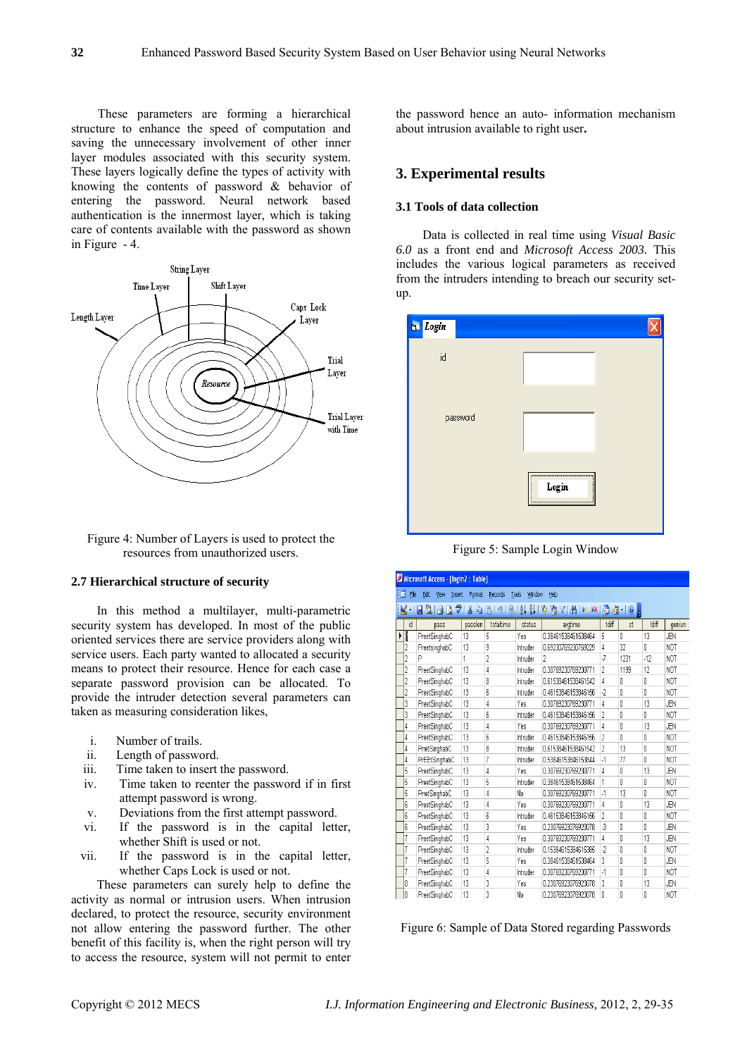These parameters are forming a hierarchical structure to enhance the speed of computation and saving the unnecessary involvement of other inner layer modules associated with this security system. These layers logically define the types of activity with knowing the contents of password & behavior of entering the password. Neural network based authentication is the innermost layer, which is taking care of contents available with the password as shown in Figure - 4.

Figure 4: Number of Layers is used to protect the resources from unauthorized users.

### 2.7 Hierarchical structure of security

In this method a multilayer, multi-parametric security system has developed. In most of the public oriented services there are service providers along with service users. Each party wanted to allocated a security means to protect their resource. Hence for each case a separate password provision can be allocated. To provide the intruder detection several parameters can taken as measuring consideration likes,

i. Number of trails.
ii. Length of password.
iii. Time taken to insert the password.
iv. Time taken to reenter the password if in first attempt password is wrong.
v. Deviations from the first attempt password.
vi. If the password is in the capital letter, whether Shift is used or not.
vii. If the password is in the capital letter, whether Caps Lock is used or not.

These parameters can surely help to define the activity as normal or intrusion users. When intrusion declared, to protect the resource, security environment not allow entering the password further. The other benefit of this facility is, when the right person will try to access the resource, system will not permit to enter the password hence an auto- information mechanism about intrusion available to right user**.**

## 3. Experimental results

### 3.1 Tools of data collection

Data is collected in real time using *Visual Basic 6.0* as a front end and *Microsoft Access 2003.* This includes the various logical parameters as received from the intruders intending to breach our security set-up.

Figure 5: Sample Login Window

Figure 6: Sample of Data Stored regarding Passwords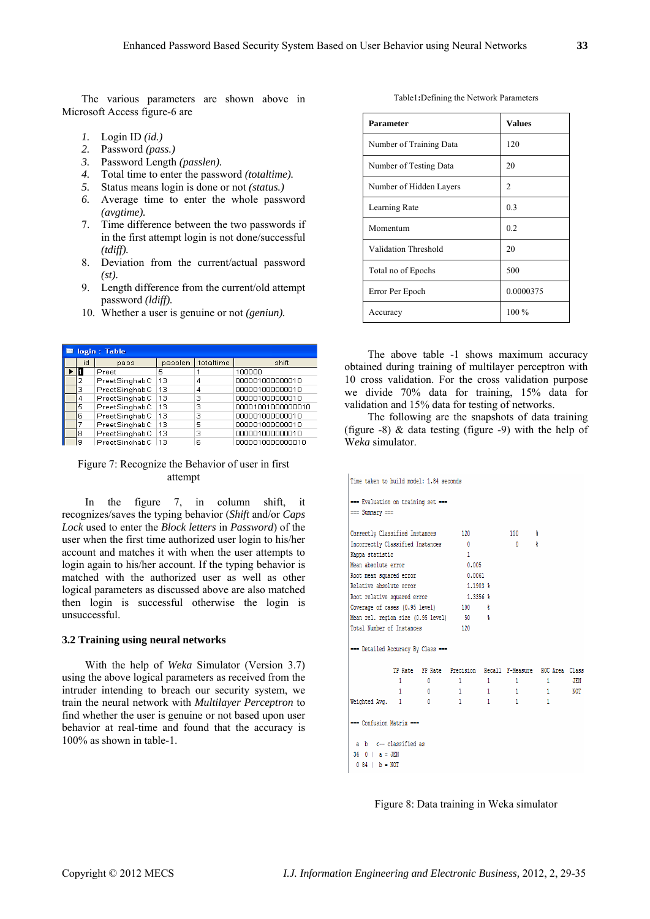The various parameters are shown above in Microsoft Access figure-6 are

1. Login ID *(id.)*
2. Password *(pass.)*
3. Password Length *(passlen).*
4. Total time to enter the password *(totaltime).*
5. Status means login is done or not *(status.)*
6. Average time to enter the whole password *(avgtime).*
7. Time difference between the two passwords if in the first attempt login is not done/successful *(tdiff).*
8. Deviation from the current/actual password *(st).*
9. Length difference from the current/old attempt password *(ldiff).*
10. Whether a user is genuine or not *(geniun).*

login : Table

| id | pass | passlen | totaltime | shift |
|---|---|---|---|---|
| 1 | Preet | 5 | 1 | 100000 |
| 2 | PreetSinghabC | 13 | 4 | 0000010000000010 |
| 3 | PreetSinghabC | 13 | 4 | 0000010000000010 |
| 4 | PreetSinghabC | 13 | 3 | 0000010000000010 |
| 5 | PreetSinghabC | 13 | 3 | 00001001000000010 |
| 6 | PreetSinghabC | 13 | 3 | 0000010000000010 |
| 7 | PreetSinghabC | 13 | 5 | 0000010000000010 |
| 8 | PreetSinghabC | 13 | 3 | 0000010000000010 |
| 9 | PreetSinghabC | 13 | 6 | 00000100000000010 |

Figure 7: Recognize the Behavior of user in first attempt

In the figure 7, in column shift, it recognizes/saves the typing behavior (*Shift* and/or *Caps Lock* used to enter the *Block letters* in *Password*) of the user when the first time authorized user login to his/her account and matches it with when the user attempts to login again to his/her account. If the typing behavior is matched with the authorized user as well as other logical parameters as discussed above are also matched then login is successful otherwise the login is unsuccessful.

### 3.2 Training using neural networks

With the help of *Weka* Simulator (Version 3.7) using the above logical parameters as received from the intruder intending to breach our security system, we train the neural network with *Multilayer Perceptron* to find whether the user is genuine or not based upon user behavior at real-time and found that the accuracy is 100% as shown in table-1.

Table1:Defining the Network Parameters

| Parameter | Values |
|---|---|
| Number of Training Data | 120 |
| Number of Testing Data | 20 |
| Number of Hidden Layers | 2 |
| Learning Rate | 0.3 |
| Momentum | 0.2 |
| Validation Threshold | 20 |
| Total no of Epochs | 500 |
| Error Per Epoch | 0.0000375 |
| Accuracy | 100 % |

The above table -1 shows maximum accuracy obtained during training of multilayer perceptron with 10 cross validation. For the cross validation purpose we divide 70% data for training, 15% data for validation and 15% data for testing of networks.

The following are the snapshots of data training (figure -8) & data testing (figure -9) with the help of *Weka* simulator.

```
Time taken to build model: 1.84 seconds

=== Evaluation on training set ===
=== Summary ===

Correctly Classified Instances         120              100      %
Incorrectly Classified Instances         0                0      %
Kappa statistic                          1
Mean absolute error                      0.005
Root mean squared error                  0.0061
Relative absolute error                  1.1903 %
Root relative squared error              1.3356 %
Coverage of cases (0.95 level)         100      %
Mean rel. region size (0.95 level)      50      %
Total Number of Instances              120

=== Detailed Accuracy By Class ===

               TP Rate   FP Rate   Precision   Recall  F-Measure   ROC Area  Class
                 1         0          1          1        1          1        JEN
                 1         0          1          1        1          1        NOT
Weighted Avg.    1         0          1          1        1          1

=== Confusion Matrix ===

  a  b   <-- classified as
 36  0 |  a = JEN
  0 84 |  b = NOT
```

Figure 8: Data training in Weka simulator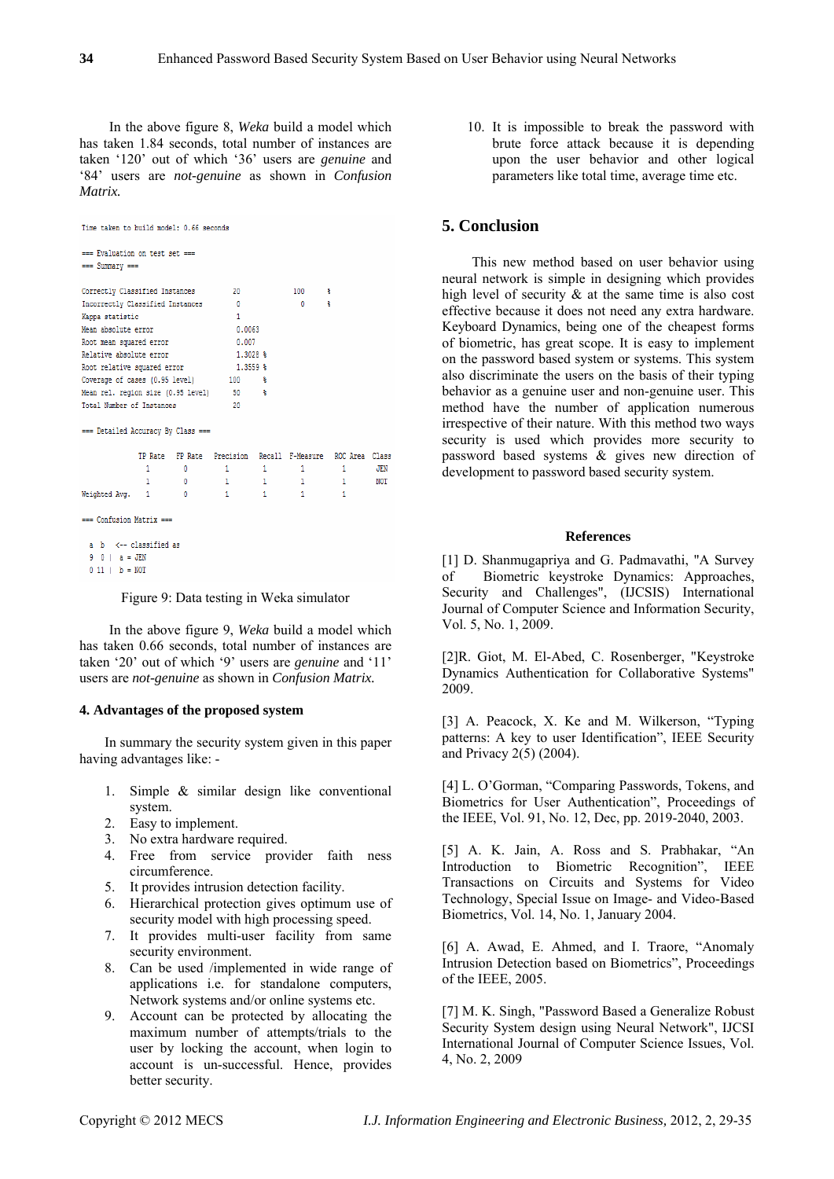In the above figure 8, *Weka* build a model which has taken 1.84 seconds, total number of instances are taken '120' out of which '36' users are *genuine* and '84' users are *not-genuine* as shown in *Confusion Matrix.*

```
Time taken to build model: 0.66 seconds

=== Evaluation on test set ===
=== Summary ===

Correctly Classified Instances          20              100      %
Incorrectly Classified Instances         0                0      %
Kappa statistic                          1
Mean absolute error                      0.0063
Root mean squared error                  0.007
Relative absolute error                  1.3028 %
Root relative squared error              1.3559 %
Coverage of cases (0.95 level)         100      %
Mean rel. region size (0.95 level)      50      %
Total Number of Instances               20

=== Detailed Accuracy By Class ===

               TP Rate   FP Rate   Precision   Recall  F-Measure   ROC Area  Class
                 1         0          1         1         1          1        JEN
                 1         0          1         1         1          1        NOT
Weighted Avg.    1         0          1         1         1          1

=== Confusion Matrix ===

  a  b   <-- classified as
  9  0 |  a = JEN
  0 11 |  b = NOT
```

Figure 9: Data testing in Weka simulator

In the above figure 9, *Weka* build a model which has taken 0.66 seconds, total number of instances are taken '20' out of which '9' users are *genuine* and '11' users are *not-genuine* as shown in *Confusion Matrix.*

### 4. Advantages of the proposed system

In summary the security system given in this paper having advantages like: -

1. Simple & similar design like conventional system.
2. Easy to implement.
3. No extra hardware required.
4. Free from service provider faith ness circumference.
5. It provides intrusion detection facility.
6. Hierarchical protection gives optimum use of security model with high processing speed.
7. It provides multi-user facility from same security environment.
8. Can be used /implemented in wide range of applications i.e. for standalone computers, Network systems and/or online systems etc.
9. Account can be protected by allocating the maximum number of attempts/trials to the user by locking the account, when login to account is un-successful. Hence, provides better security.
10. It is impossible to break the password with brute force attack because it is depending upon the user behavior and other logical parameters like total time, average time etc.

## 5. Conclusion

This new method based on user behavior using neural network is simple in designing which provides high level of security & at the same time is also cost effective because it does not need any extra hardware. Keyboard Dynamics, being one of the cheapest forms of biometric, has great scope. It is easy to implement on the password based system or systems. This system also discriminate the users on the basis of their typing behavior as a genuine user and non-genuine user. This method have the number of application numerous irrespective of their nature. With this method two ways security is used which provides more security to password based systems & gives new direction of development to password based security system.

### References

[1] D. Shanmugapriya and G. Padmavathi, "A Survey of Biometric keystroke Dynamics: Approaches, Security and Challenges", (IJCSIS) International Journal of Computer Science and Information Security, Vol. 5, No. 1, 2009.

[2]R. Giot, M. El-Abed, C. Rosenberger, "Keystroke Dynamics Authentication for Collaborative Systems" 2009.

[3] A. Peacock, X. Ke and M. Wilkerson, "Typing patterns: A key to user Identification", IEEE Security and Privacy 2(5) (2004).

[4] L. O'Gorman, "Comparing Passwords, Tokens, and Biometrics for User Authentication", Proceedings of the IEEE, Vol. 91, No. 12, Dec, pp. 2019-2040, 2003.

[5] A. K. Jain, A. Ross and S. Prabhakar, "An Introduction to Biometric Recognition", IEEE Transactions on Circuits and Systems for Video Technology, Special Issue on Image- and Video-Based Biometrics, Vol. 14, No. 1, January 2004.

[6] A. Awad, E. Ahmed, and I. Traore, "Anomaly Intrusion Detection based on Biometrics", Proceedings of the IEEE, 2005.

[7] M. K. Singh, "Password Based a Generalize Robust Security System design using Neural Network", IJCSI International Journal of Computer Science Issues, Vol. 4, No. 2, 2009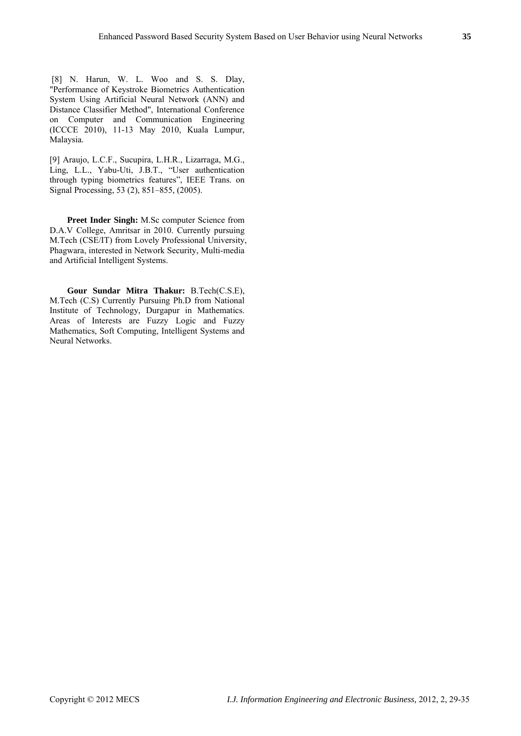[8] N. Harun, W. L. Woo and S. S. Dlay, "Performance of Keystroke Biometrics Authentication System Using Artificial Neural Network (ANN) and Distance Classifier Method", International Conference on Computer and Communication Engineering (ICCCE 2010), 11-13 May 2010, Kuala Lumpur, Malaysia.

[9] Araujo, L.C.F., Sucupira, L.H.R., Lizarraga, M.G., Ling, L.L., Yabu-Uti, J.B.T., "User authentication through typing biometrics features", IEEE Trans. on Signal Processing, 53 (2), 851–855, (2005).

**Preet Inder Singh:** M.Sc computer Science from D.A.V College, Amritsar in 2010. Currently pursuing M.Tech (CSE/IT) from Lovely Professional University, Phagwara, interested in Network Security, Multi-media and Artificial Intelligent Systems.

**Gour Sundar Mitra Thakur:** B.Tech(C.S.E), M.Tech (C.S) Currently Pursuing Ph.D from National Institute of Technology, Durgapur in Mathematics. Areas of Interests are Fuzzy Logic and Fuzzy Mathematics, Soft Computing, Intelligent Systems and Neural Networks.